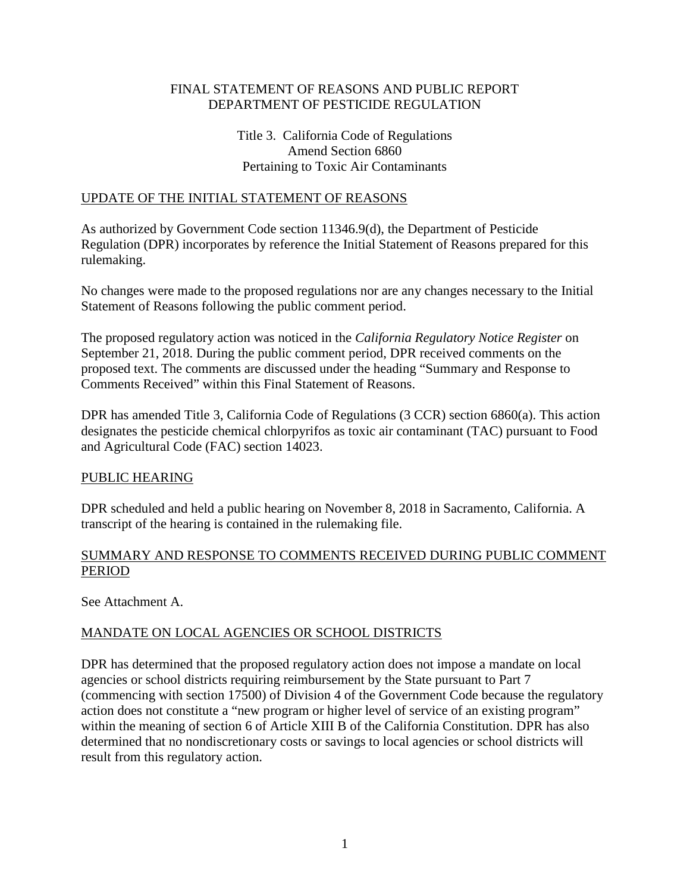FINAL STATEMENT OF REASONS AND PUBLIC REPORT
DEPARTMENT OF PESTICIDE REGULATION

Title 3. California Code of Regulations
Amend Section 6860
Pertaining to Toxic Air Contaminants

## UPDATE OF THE INITIAL STATEMENT OF REASONS

As authorized by Government Code section 11346.9(d), the Department of Pesticide Regulation (DPR) incorporates by reference the Initial Statement of Reasons prepared for this rulemaking.

No changes were made to the proposed regulations nor are any changes necessary to the Initial Statement of Reasons following the public comment period.

The proposed regulatory action was noticed in the *California Regulatory Notice Register* on September 21, 2018. During the public comment period, DPR received comments on the proposed text. The comments are discussed under the heading "Summary and Response to Comments Received" within this Final Statement of Reasons.

DPR has amended Title 3, California Code of Regulations (3 CCR) section 6860(a). This action designates the pesticide chemical chlorpyrifos as toxic air contaminant (TAC) pursuant to Food and Agricultural Code (FAC) section 14023.

## PUBLIC HEARING

DPR scheduled and held a public hearing on November 8, 2018 in Sacramento, California. A transcript of the hearing is contained in the rulemaking file.

## SUMMARY AND RESPONSE TO COMMENTS RECEIVED DURING PUBLIC COMMENT PERIOD

See Attachment A.

## MANDATE ON LOCAL AGENCIES OR SCHOOL DISTRICTS

DPR has determined that the proposed regulatory action does not impose a mandate on local agencies or school districts requiring reimbursement by the State pursuant to Part 7 (commencing with section 17500) of Division 4 of the Government Code because the regulatory action does not constitute a "new program or higher level of service of an existing program" within the meaning of section 6 of Article XIII B of the California Constitution. DPR has also determined that no nondiscretionary costs or savings to local agencies or school districts will result from this regulatory action.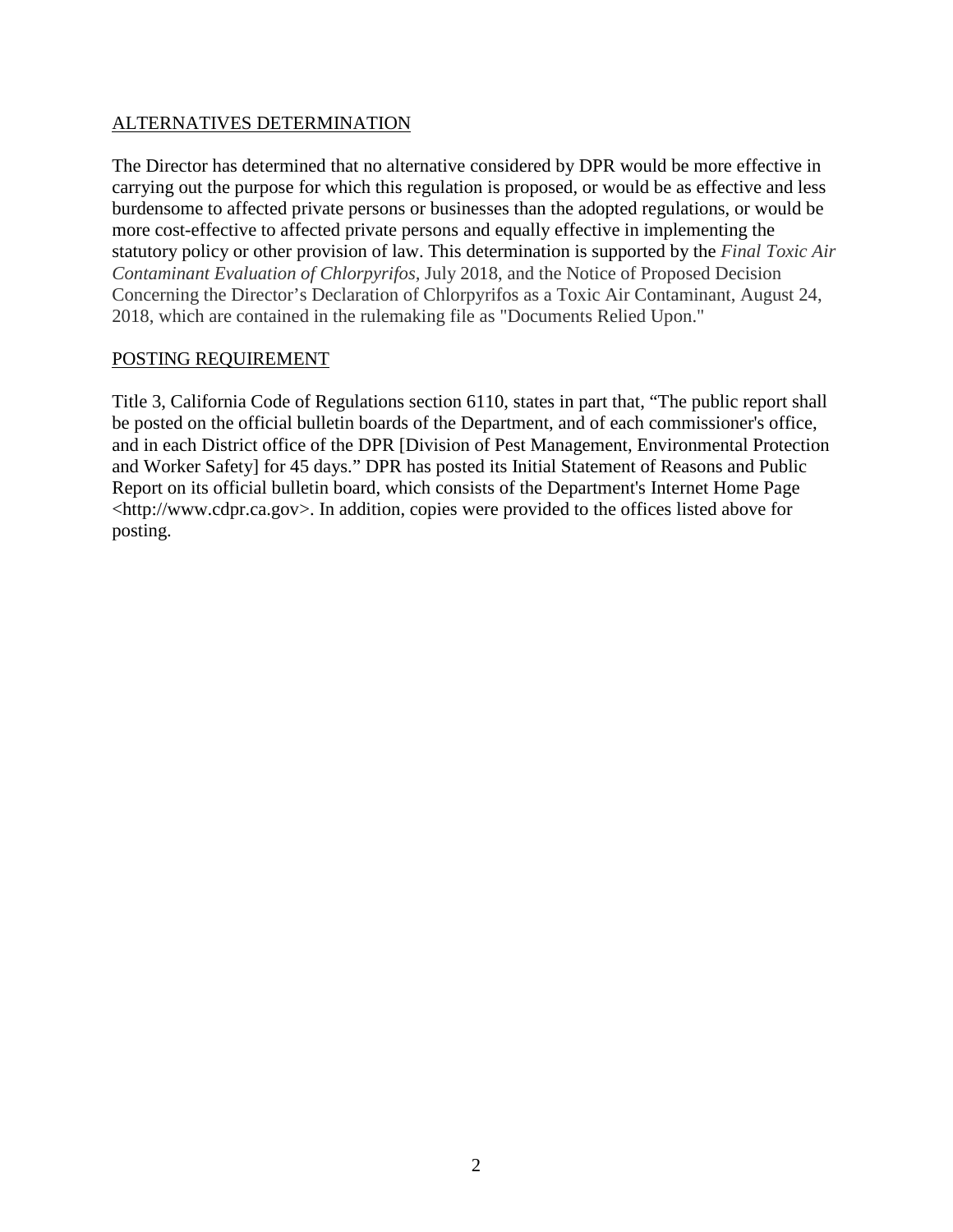ALTERNATIVES DETERMINATION

The Director has determined that no alternative considered by DPR would be more effective in carrying out the purpose for which this regulation is proposed, or would be as effective and less burdensome to affected private persons or businesses than the adopted regulations, or would be more cost-effective to affected private persons and equally effective in implementing the statutory policy or other provision of law. This determination is supported by the *Final Toxic Air Contaminant Evaluation of Chlorpyrifos*, July 2018, and the Notice of Proposed Decision Concerning the Director's Declaration of Chlorpyrifos as a Toxic Air Contaminant, August 24, 2018, which are contained in the rulemaking file as "Documents Relied Upon."

POSTING REQUIREMENT

Title 3, California Code of Regulations section 6110, states in part that, "The public report shall be posted on the official bulletin boards of the Department, and of each commissioner's office, and in each District office of the DPR [Division of Pest Management, Environmental Protection and Worker Safety] for 45 days." DPR has posted its Initial Statement of Reasons and Public Report on its official bulletin board, which consists of the Department's Internet Home Page <http://www.cdpr.ca.gov>. In addition, copies were provided to the offices listed above for posting.